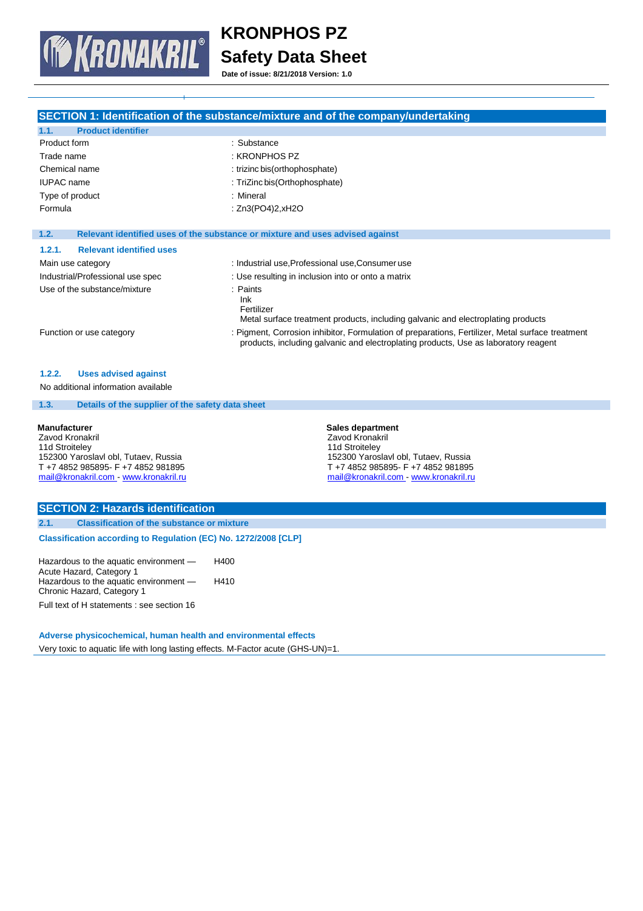# KRONPHOS PZ

# Safety Data Sheet

**Date of issue: 8/21/2018 Version: 1.0**

## SECTION 1: Identification of the substance/mixture and of the company/undertaking

### 1.1. Product identifier

| | |
|---|---|
| Product form | : Substance |
| Trade name | : KRONPHOS PZ |
| Chemical name | : trizinc bis(orthophosphate) |
| IUPAC name | : TriZinc bis(Orthophosphate) |
| Type of product | : Mineral |
| Formula | : $Zn_3(PO_4)_2,xH_2O$ |

### 1.2. Relevant identified uses of the substance or mixture and uses advised against

#### 1.2.1. Relevant identified uses

| | |
|---|---|
| Main use category | : Industrial use, Professional use, Consumer use |
| Industrial/Professional use spec | : Use resulting in inclusion into or onto a matrix |
| Use of the substance/mixture | : Paints<br>Ink<br>Fertilizer<br>Metal surface treatment products, including galvanic and electroplating products |
| Function or use category | : Pigment, Corrosion inhibitor, Formulation of preparations, Fertilizer, Metal surface treatment products, including galvanic and electroplating products, Use as laboratory reagent |

#### 1.2.2. Uses advised against

No additional information available

### 1.3. Details of the supplier of the safety data sheet

**Manufacturer**
Zavod Kronakril
11d Stroiteley
152300 Yaroslavl obl, Tutaev, Russia
T +7 4852 985895- F +7 4852 981895
mail@kronakril.com - www.kronakril.ru

**Sales department**
Zavod Kronakril
11d Stroiteley
152300 Yaroslavl obl, Tutaev, Russia
T +7 4852 985895- F +7 4852 981895
mail@kronakril.com - www.kronakril.ru

## SECTION 2: Hazards identification

### 2.1. Classification of the substance or mixture

**Classification according to Regulation (EC) No. 1272/2008 [CLP]**

| | |
|---|---|
| Hazardous to the aquatic environment — Acute Hazard, Category 1 | H400 |
| Hazardous to the aquatic environment — Chronic Hazard, Category 1 | H410 |

Full text of H statements : see section 16

**Adverse physicochemical, human health and environmental effects**

Very toxic to aquatic life with long lasting effects. M-Factor acute (GHS-UN)=1.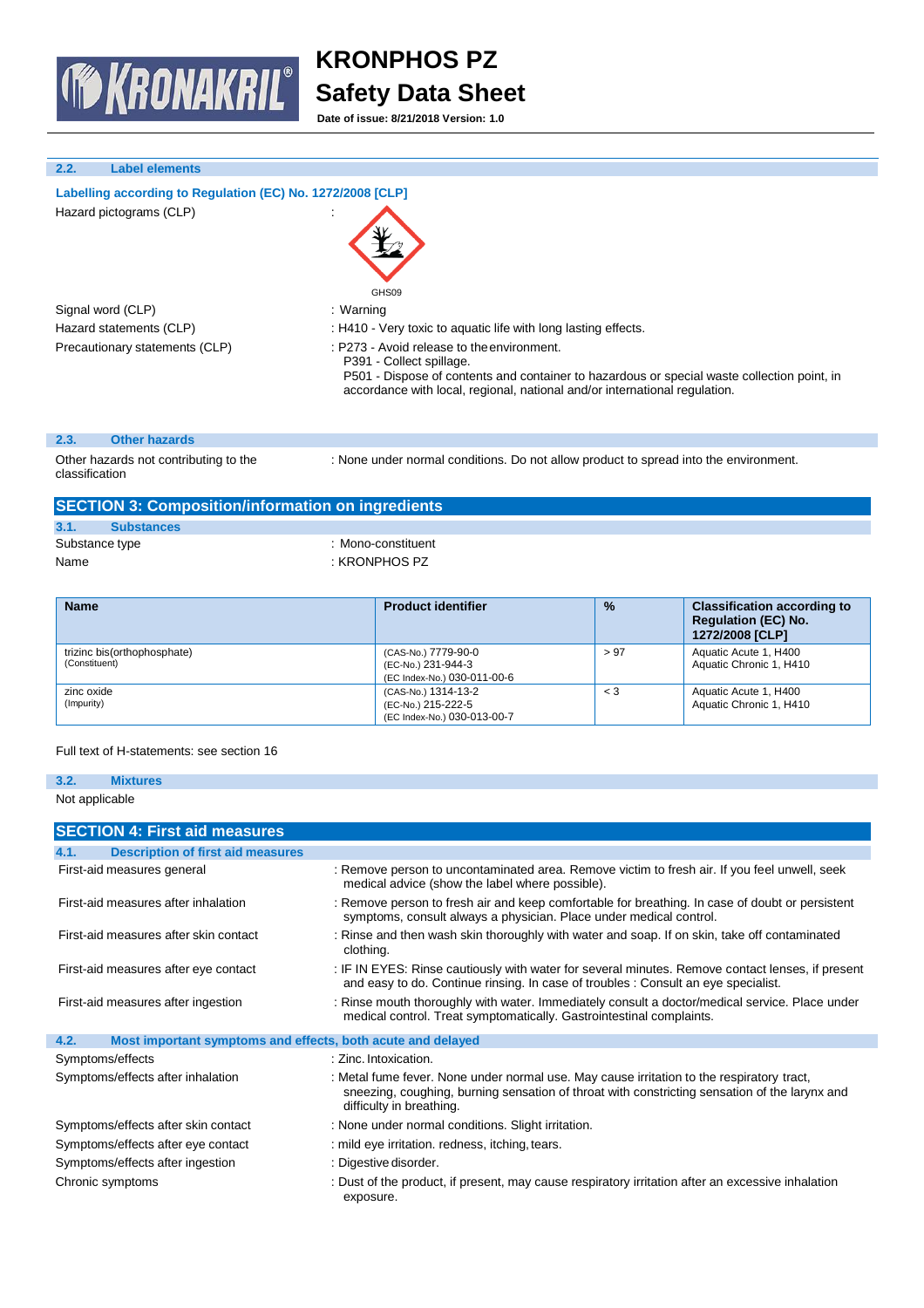### 2.2. Label elements

**Labelling according to Regulation (EC) No. 1272/2008 [CLP]**

Hazard pictograms (CLP) :

GHS09

Signal word (CLP) : Warning

Hazard statements (CLP) : H410 - Very toxic to aquatic life with long lasting effects.

Precautionary statements (CLP) : P273 - Avoid release to the environment.
P391 - Collect spillage.
P501 - Dispose of contents and container to hazardous or special waste collection point, in accordance with local, regional, national and/or international regulation.

### 2.3. Other hazards

Other hazards not contributing to the classification : None under normal conditions. Do not allow product to spread into the environment.

## SECTION 3: Composition/information on ingredients

### 3.1. Substances

Substance type : Mono-constituent

Name : KRONPHOS PZ

| Name | Product identifier | % | Classification according to Regulation (EC) No. 1272/2008 [CLP] |
|---|---|---|---|
| trizinc bis(orthophosphate) (Constituent) | (CAS-No.) 7779-90-0<br>(EC-No.) 231-944-3<br>(EC Index-No.) 030-011-00-6 | > 97 | Aquatic Acute 1, H400<br>Aquatic Chronic 1, H410 |
| zinc oxide (Impurity) | (CAS-No.) 1314-13-2<br>(EC-No.) 215-222-5<br>(EC Index-No.) 030-013-00-7 | < 3 | Aquatic Acute 1, H400<br>Aquatic Chronic 1, H410 |

Full text of H-statements: see section 16

### 3.2. Mixtures

Not applicable

## SECTION 4: First aid measures

### 4.1. Description of first aid measures

First-aid measures general : Remove person to uncontaminated area. Remove victim to fresh air. If you feel unwell, seek medical advice (show the label where possible).

First-aid measures after inhalation : Remove person to fresh air and keep comfortable for breathing. In case of doubt or persistent symptoms, consult always a physician. Place under medical control.

First-aid measures after skin contact : Rinse and then wash skin thoroughly with water and soap. If on skin, take off contaminated clothing.

First-aid measures after eye contact : IF IN EYES: Rinse cautiously with water for several minutes. Remove contact lenses, if present and easy to do. Continue rinsing. In case of troubles : Consult an eye specialist.

First-aid measures after ingestion : Rinse mouth thoroughly with water. Immediately consult a doctor/medical service. Place under medical control. Treat symptomatically. Gastrointestinal complaints.

### 4.2. Most important symptoms and effects, both acute and delayed

Symptoms/effects : Zinc. Intoxication.

Symptoms/effects after inhalation : Metal fume fever. None under normal use. May cause irritation to the respiratory tract, sneezing, coughing, burning sensation of throat with constricting sensation of the larynx and difficulty in breathing.

Symptoms/effects after skin contact : None under normal conditions. Slight irritation.

Symptoms/effects after eye contact : mild eye irritation. redness, itching, tears.

Symptoms/effects after ingestion : Digestive disorder.

Chronic symptoms : Dust of the product, if present, may cause respiratory irritation after an excessive inhalation exposure.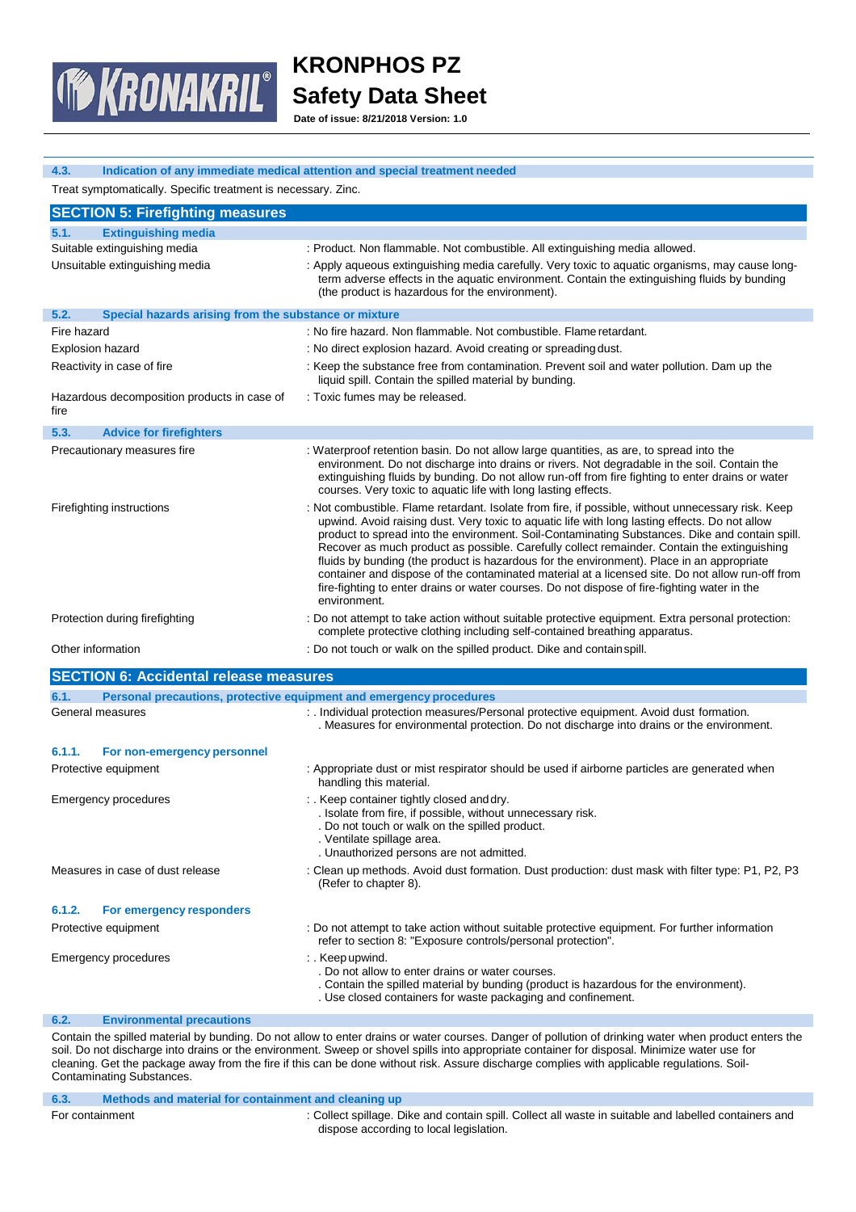#### 4.3. Indication of any immediate medical attention and special treatment needed

Treat symptomatically. Specific treatment is necessary. Zinc.

## SECTION 5: Firefighting measures

### 5.1. Extinguishing media

| | |
|---|---|
| Suitable extinguishing media | : Product. Non flammable. Not combustible. All extinguishing media allowed. |
| Unsuitable extinguishing media | : Apply aqueous extinguishing media carefully. Very toxic to aquatic organisms, may cause long-term adverse effects in the aquatic environment. Contain the extinguishing fluids by bunding (the product is hazardous for the environment). |

### 5.2. Special hazards arising from the substance or mixture

| | |
|---|---|
| Fire hazard | : No fire hazard. Non flammable. Not combustible. Flame retardant. |
| Explosion hazard | : No direct explosion hazard. Avoid creating or spreading dust. |
| Reactivity in case of fire | : Keep the substance free from contamination. Prevent soil and water pollution. Dam up the liquid spill. Contain the spilled material by bunding. |
| Hazardous decomposition products in case of fire | : Toxic fumes may be released. |

### 5.3. Advice for firefighters

| | |
|---|---|
| Precautionary measures fire | : Waterproof retention basin. Do not allow large quantities, as are, to spread into the environment. Do not discharge into drains or rivers. Not degradable in the soil. Contain the extinguishing fluids by bunding. Do not allow run-off from fire fighting to enter drains or water courses. Very toxic to aquatic life with long lasting effects. |
| Firefighting instructions | : Not combustible. Flame retardant. Isolate from fire, if possible, without unnecessary risk. Keep upwind. Avoid raising dust. Very toxic to aquatic life with long lasting effects. Do not allow product to spread into the environment. Soil-Contaminating Substances. Dike and contain spill. Recover as much product as possible. Carefully collect remainder. Contain the extinguishing fluids by bunding (the product is hazardous for the environment). Place in an appropriate container and dispose of the contaminated material at a licensed site. Do not allow run-off from fire-fighting to enter drains or water courses. Do not dispose of fire-fighting water in the environment. |
| Protection during firefighting | : Do not attempt to take action without suitable protective equipment. Extra personal protection: complete protective clothing including self-contained breathing apparatus. |
| Other information | : Do not touch or walk on the spilled product. Dike and contain spill. |

## SECTION 6: Accidental release measures

### 6.1. Personal precautions, protective equipment and emergency procedures

| | |
|---|---|
| General measures | : . Individual protection measures/Personal protective equipment. Avoid dust formation.<br>. Measures for environmental protection. Do not discharge into drains or the environment. |

#### 6.1.1. For non-emergency personnel

| | |
|---|---|
| Protective equipment | : Appropriate dust or mist respirator should be used if airborne particles are generated when handling this material. |
| Emergency procedures | : . Keep container tightly closed and dry.<br>. Isolate from fire, if possible, without unnecessary risk.<br>. Do not touch or walk on the spilled product.<br>. Ventilate spillage area.<br>. Unauthorized persons are not admitted. |
| Measures in case of dust release | : Clean up methods. Avoid dust formation. Dust production: dust mask with filter type: P1, P2, P3 (Refer to chapter 8). |

#### 6.1.2. For emergency responders

| | |
|---|---|
| Protective equipment | : Do not attempt to take action without suitable protective equipment. For further information refer to section 8: "Exposure controls/personal protection". |
| Emergency procedures | : . Keep upwind.<br>. Do not allow to enter drains or water courses.<br>. Contain the spilled material by bunding (product is hazardous for the environment).<br>. Use closed containers for waste packaging and confinement. |

### 6.2. Environmental precautions

Contain the spilled material by bunding. Do not allow to enter drains or water courses. Danger of pollution of drinking water when product enters the soil. Do not discharge into drains or the environment. Sweep or shovel spills into appropriate container for disposal. Minimize water use for cleaning. Get the package away from the fire if this can be done without risk. Assure discharge complies with applicable regulations. Soil-Contaminating Substances.

### 6.3. Methods and material for containment and cleaning up

| | |
|---|---|
| For containment | : Collect spillage. Dike and contain spill. Collect all waste in suitable and labelled containers and dispose according to local legislation. |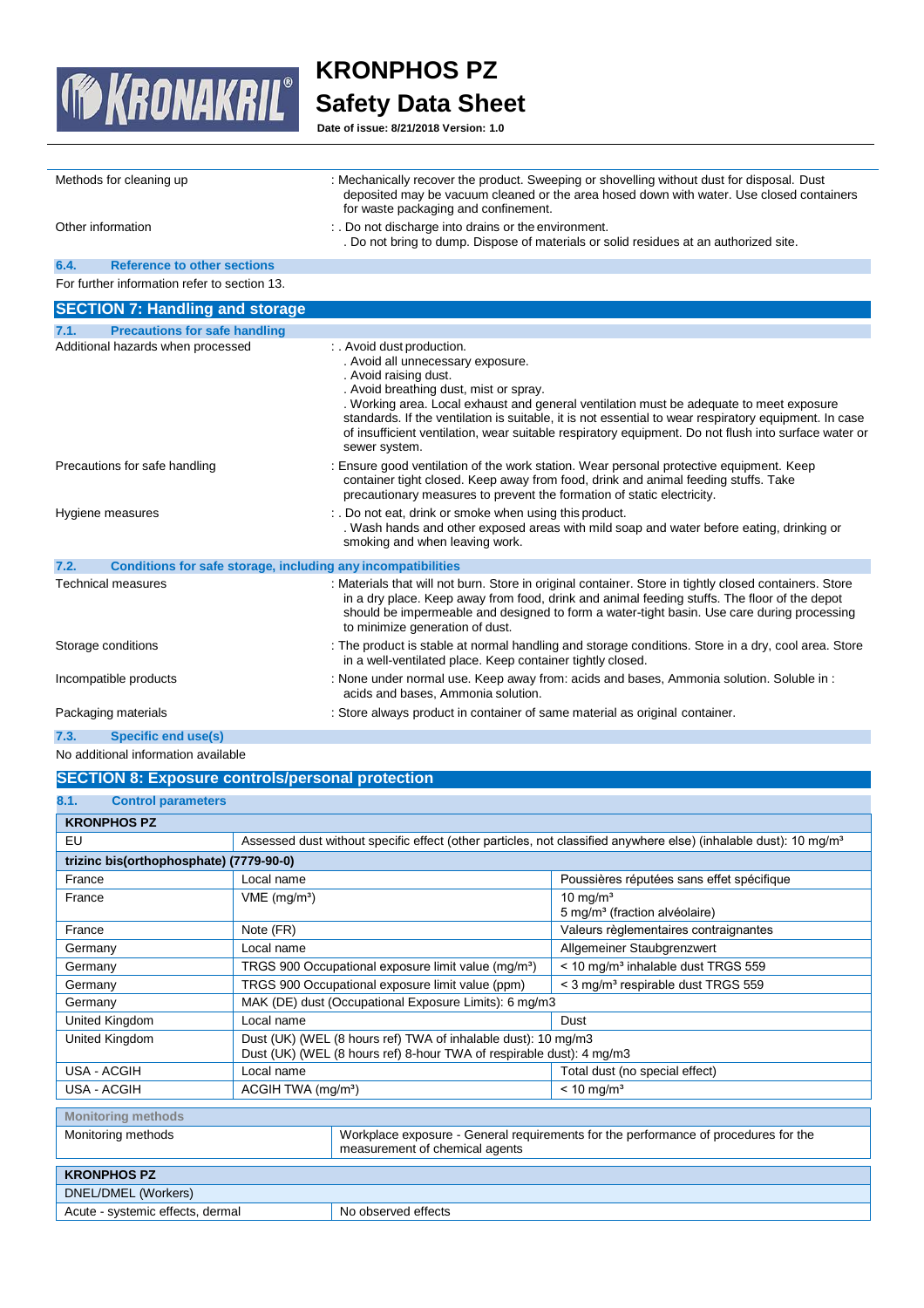| | |
|---|---|
| Methods for cleaning up | : Mechanically recover the product. Sweeping or shovelling without dust for disposal. Dust deposited may be vacuum cleaned or the area hosed down with water. Use closed containers for waste packaging and confinement. |
| Other information | : . Do not discharge into drains or the environment.<br>. Do not bring to dump. Dispose of materials or solid residues at an authorized site. |

### 6.4. Reference to other sections

For further information refer to section 13.

## SECTION 7: Handling and storage

### 7.1. Precautions for safe handling

| | |
|---|---|
| Additional hazards when processed | : . Avoid dust production.<br>. Avoid all unnecessary exposure.<br>. Avoid raising dust.<br>. Avoid breathing dust, mist or spray.<br>. Working area. Local exhaust and general ventilation must be adequate to meet exposure standards. If the ventilation is suitable, it is not essential to wear respiratory equipment. In case of insufficient ventilation, wear suitable respiratory equipment. Do not flush into surface water or sewer system. |
| Precautions for safe handling | : Ensure good ventilation of the work station. Wear personal protective equipment. Keep container tight closed. Keep away from food, drink and animal feeding stuffs. Take precautionary measures to prevent the formation of static electricity. |
| Hygiene measures | : . Do not eat, drink or smoke when using this product.<br>. Wash hands and other exposed areas with mild soap and water before eating, drinking or smoking and when leaving work. |

### 7.2. Conditions for safe storage, including any incompatibilities

| | |
|---|---|
| Technical measures | : Materials that will not burn. Store in original container. Store in tightly closed containers. Store in a dry place. Keep away from food, drink and animal feeding stuffs. The floor of the depot should be impermeable and designed to form a water-tight basin. Use care during processing to minimize generation of dust. |
| Storage conditions | : The product is stable at normal handling and storage conditions. Store in a dry, cool area. Store in a well-ventilated place. Keep container tightly closed. |
| Incompatible products | : None under normal use. Keep away from: acids and bases, Ammonia solution. Soluble in : acids and bases, Ammonia solution. |
| Packaging materials | : Store always product in container of same material as original container. |

### 7.3. Specific end use(s)

No additional information available

## SECTION 8: Exposure controls/personal protection

### 8.1. Control parameters

| KRONPHOS PZ | | |
|---|---|---|
| EU | Assessed dust without specific effect (other particles, not classified anywhere else) (inhalable dust): 10 mg/m³ | |
| **trizinc bis(orthophosphate) (7779-90-0)** | | |
| France | Local name | Poussières réputées sans effet spécifique |
| France | VME (mg/m³) | 10 mg/m³<br>5 mg/m³ (fraction alvéolaire) |
| France | Note (FR) | Valeurs règlementaires contraignantes |
| Germany | Local name | Allgemeiner Staubgrenzwert |
| Germany | TRGS 900 Occupational exposure limit value (mg/m³) | < 10 mg/m³ inhalable dust TRGS 559 |
| Germany | TRGS 900 Occupational exposure limit value (ppm) | < 3 mg/m³ respirable dust TRGS 559 |
| Germany | MAK (DE) dust (Occupational Exposure Limits): 6 mg/m3 | |
| United Kingdom | Local name | Dust |
| United Kingdom | Dust (UK) (WEL (8 hours ref) TWA of inhalable dust): 10 mg/m3<br>Dust (UK) (WEL (8 hours ref) 8-hour TWA of respirable dust): 4 mg/m3 | |
| USA - ACGIH | Local name | Total dust (no special effect) |
| USA - ACGIH | ACGIH TWA (mg/m³) | < 10 mg/m³ |

| Monitoring methods | |
|---|---|
| Monitoring methods | Workplace exposure - General requirements for the performance of procedures for the measurement of chemical agents |

| KRONPHOS PZ | |
|---|---|
| DNEL/DMEL (Workers) | |
| Acute - systemic effects, dermal | No observed effects |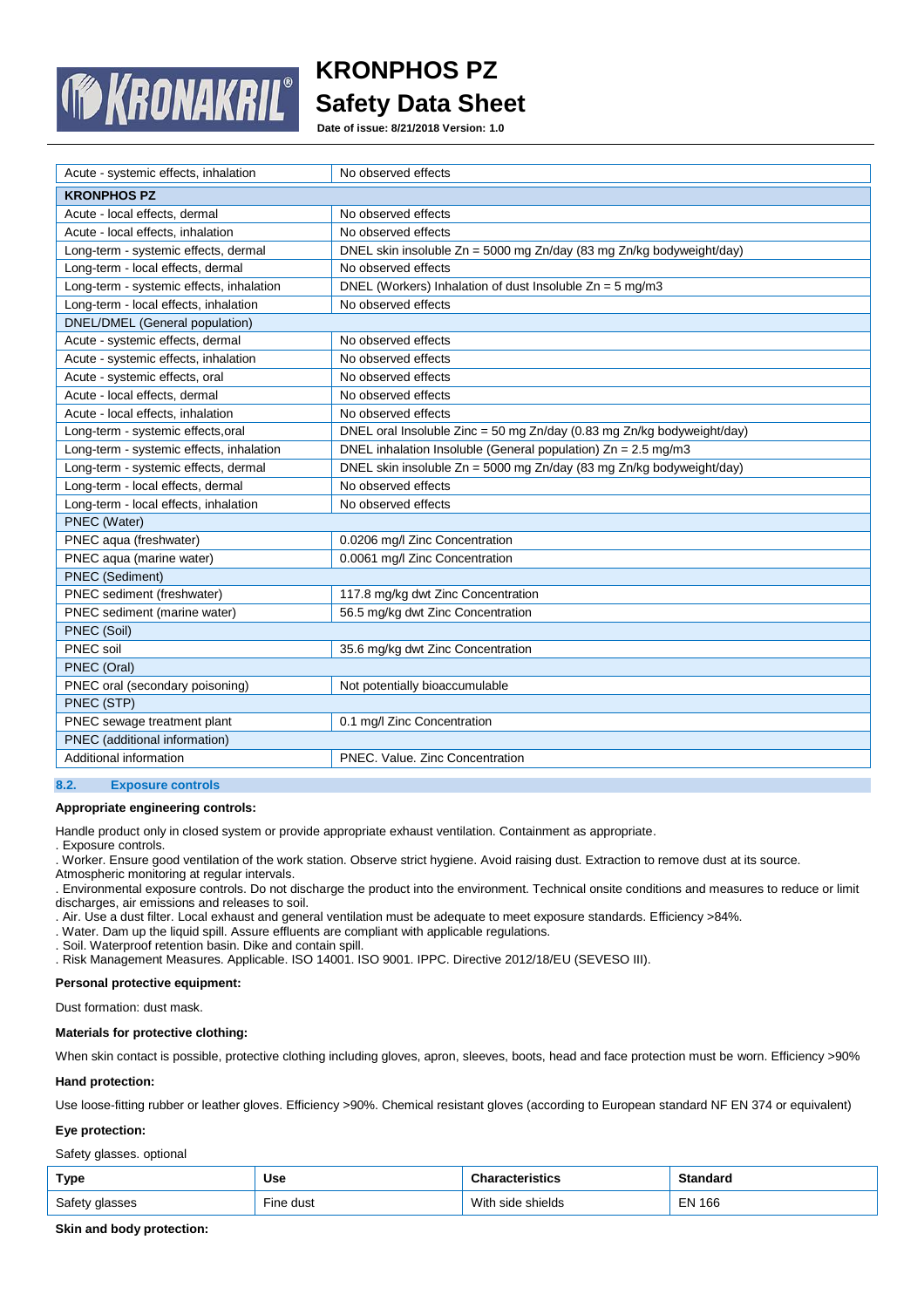| | |
|---|---|
| Acute - systemic effects, inhalation | No observed effects |
| **KRONPHOS PZ** | |
| Acute - local effects, dermal | No observed effects |
| Acute - local effects, inhalation | No observed effects |
| Long-term - systemic effects, dermal | DNEL skin insoluble Zn = 5000 mg Zn/day (83 mg Zn/kg bodyweight/day) |
| Long-term - local effects, dermal | No observed effects |
| Long-term - systemic effects, inhalation | DNEL (Workers) Inhalation of dust Insoluble Zn = 5 mg/m3 |
| Long-term - local effects, inhalation | No observed effects |
| DNEL/DMEL (General population) | |
| Acute - systemic effects, dermal | No observed effects |
| Acute - systemic effects, inhalation | No observed effects |
| Acute - systemic effects, oral | No observed effects |
| Acute - local effects, dermal | No observed effects |
| Acute - local effects, inhalation | No observed effects |
| Long-term - systemic effects,oral | DNEL oral Insoluble Zinc = 50 mg Zn/day (0.83 mg Zn/kg bodyweight/day) |
| Long-term - systemic effects, inhalation | DNEL inhalation Insoluble (General population) Zn = 2.5 mg/m3 |
| Long-term - systemic effects, dermal | DNEL skin insoluble Zn = 5000 mg Zn/day (83 mg Zn/kg bodyweight/day) |
| Long-term - local effects, dermal | No observed effects |
| Long-term - local effects, inhalation | No observed effects |
| PNEC (Water) | |
| PNEC aqua (freshwater) | 0.0206 mg/l Zinc Concentration |
| PNEC aqua (marine water) | 0.0061 mg/l Zinc Concentration |
| PNEC (Sediment) | |
| PNEC sediment (freshwater) | 117.8 mg/kg dwt Zinc Concentration |
| PNEC sediment (marine water) | 56.5 mg/kg dwt Zinc Concentration |
| PNEC (Soil) | |
| PNEC soil | 35.6 mg/kg dwt Zinc Concentration |
| PNEC (Oral) | |
| PNEC oral (secondary poisoning) | Not potentially bioaccumulable |
| PNEC (STP) | |
| PNEC sewage treatment plant | 0.1 mg/l Zinc Concentration |
| PNEC (additional information) | |
| Additional information | PNEC. Value. Zinc Concentration |

## 8.2. Exposure controls

**Appropriate engineering controls:**

Handle product only in closed system or provide appropriate exhaust ventilation. Containment as appropriate.
. Exposure controls.
. Worker. Ensure good ventilation of the work station. Observe strict hygiene. Avoid raising dust. Extraction to remove dust at its source. Atmospheric monitoring at regular intervals.
. Environmental exposure controls. Do not discharge the product into the environment. Technical onsite conditions and measures to reduce or limit discharges, air emissions and releases to soil.
. Air. Use a dust filter. Local exhaust and general ventilation must be adequate to meet exposure standards. Efficiency >84%.
. Water. Dam up the liquid spill. Assure effluents are compliant with applicable regulations.
. Soil. Waterproof retention basin. Dike and contain spill.
. Risk Management Measures. Applicable. ISO 14001. ISO 9001. IPPC. Directive 2012/18/EU (SEVESO III).

**Personal protective equipment:**

Dust formation: dust mask.

**Materials for protective clothing:**

When skin contact is possible, protective clothing including gloves, apron, sleeves, boots, head and face protection must be worn. Efficiency >90%

**Hand protection:**

Use loose-fitting rubber or leather gloves. Efficiency >90%. Chemical resistant gloves (according to European standard NF EN 374 or equivalent)

**Eye protection:**

Safety glasses. optional

| Type | Use | Characteristics | Standard |
|---|---|---|---|
| Safety glasses | Fine dust | With side shields | EN 166 |

**Skin and body protection:**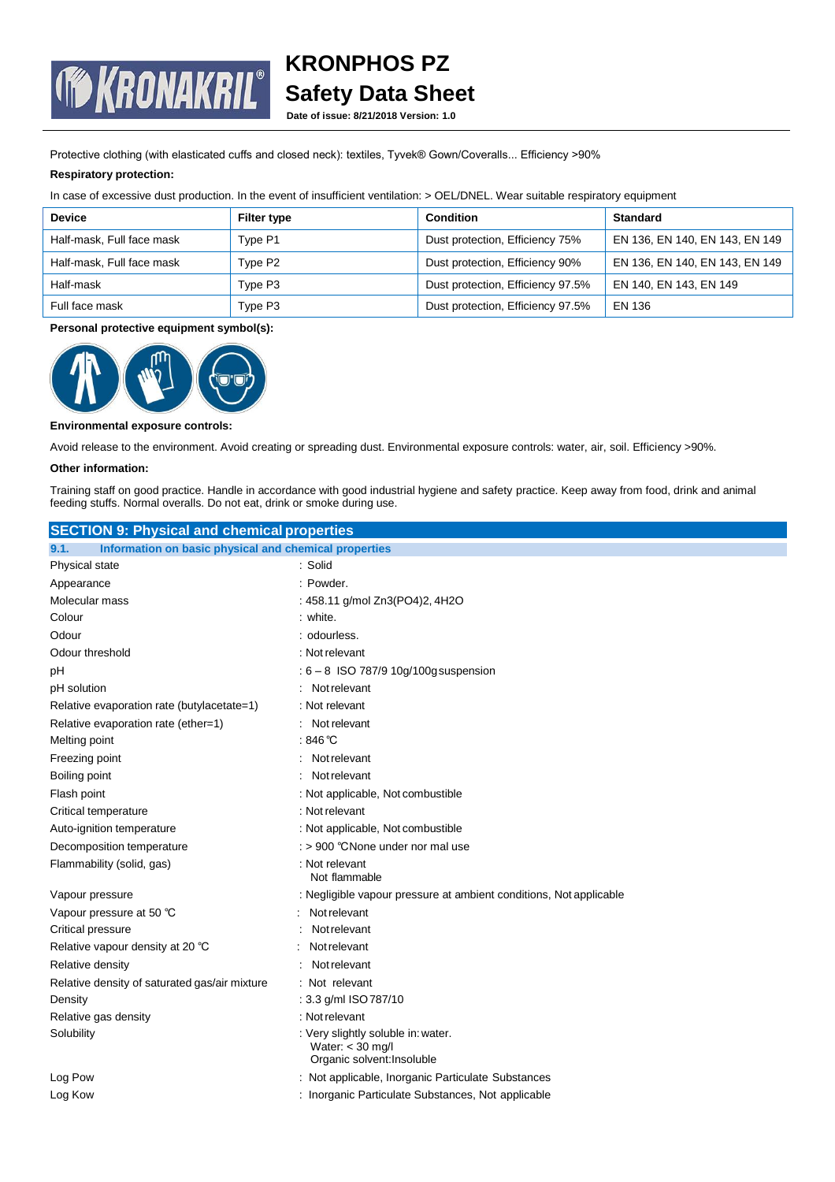Protective clothing (with elasticated cuffs and closed neck): textiles, Tyvek® Gown/Coveralls... Efficiency >90%

**Respiratory protection:**

In case of excessive dust production. In the event of insufficient ventilation: > OEL/DNEL. Wear suitable respiratory equipment

| Device | Filter type | Condition | Standard |
|---|---|---|---|
| Half-mask, Full face mask | Type P1 | Dust protection, Efficiency 75% | EN 136, EN 140, EN 143, EN 149 |
| Half-mask, Full face mask | Type P2 | Dust protection, Efficiency 90% | EN 136, EN 140, EN 143, EN 149 |
| Half-mask | Type P3 | Dust protection, Efficiency 97.5% | EN 140, EN 143, EN 149 |
| Full face mask | Type P3 | Dust protection, Efficiency 97.5% | EN 136 |

**Personal protective equipment symbol(s):**

**Environmental exposure controls:**

Avoid release to the environment. Avoid creating or spreading dust. Environmental exposure controls: water, air, soil. Efficiency >90%.

**Other information:**

Training staff on good practice. Handle in accordance with good industrial hygiene and safety practice. Keep away from food, drink and animal feeding stuffs. Normal overalls. Do not eat, drink or smoke during use.

## SECTION 9: Physical and chemical properties

### 9.1. Information on basic physical and chemical properties

| | |
|---|---|
| Physical state | : Solid |
| Appearance | : Powder. |
| Molecular mass | : 458.11 g/mol $Zn_3(PO_4)_2 \cdot 4H_2O$ |
| Colour | : white. |
| Odour | : odourless. |
| Odour threshold | : Not relevant |
| pH | : 6 – 8 ISO 787/9 10g/100g suspension |
| pH solution | : Not relevant |
| Relative evaporation rate (butylacetate=1) | : Not relevant |
| Relative evaporation rate (ether=1) | : Not relevant |
| Melting point | : 846 °C |
| Freezing point | : Not relevant |
| Boiling point | : Not relevant |
| Flash point | : Not applicable, Not combustible |
| Critical temperature | : Not relevant |
| Auto-ignition temperature | : Not applicable, Not combustible |
| Decomposition temperature | : > 900 °CNone under nor mal use |
| Flammability (solid, gas) | : Not relevant<br>Not flammable |
| Vapour pressure | : Negligible vapour pressure at ambient conditions, Not applicable |
| Vapour pressure at 50 °C | : Not relevant |
| Critical pressure | : Not relevant |
| Relative vapour density at 20 °C | : Not relevant |
| Relative density | : Not relevant |
| Relative density of saturated gas/air mixture | : Not relevant |
| Density | : 3.3 g/ml ISO 787/10 |
| Relative gas density | : Not relevant |
| Solubility | : Very slightly soluble in: water.<br>Water: < 30 mg/l<br>Organic solvent: Insoluble |
| Log Pow | : Not applicable, Inorganic Particulate Substances |
| Log Kow | : Inorganic Particulate Substances, Not applicable |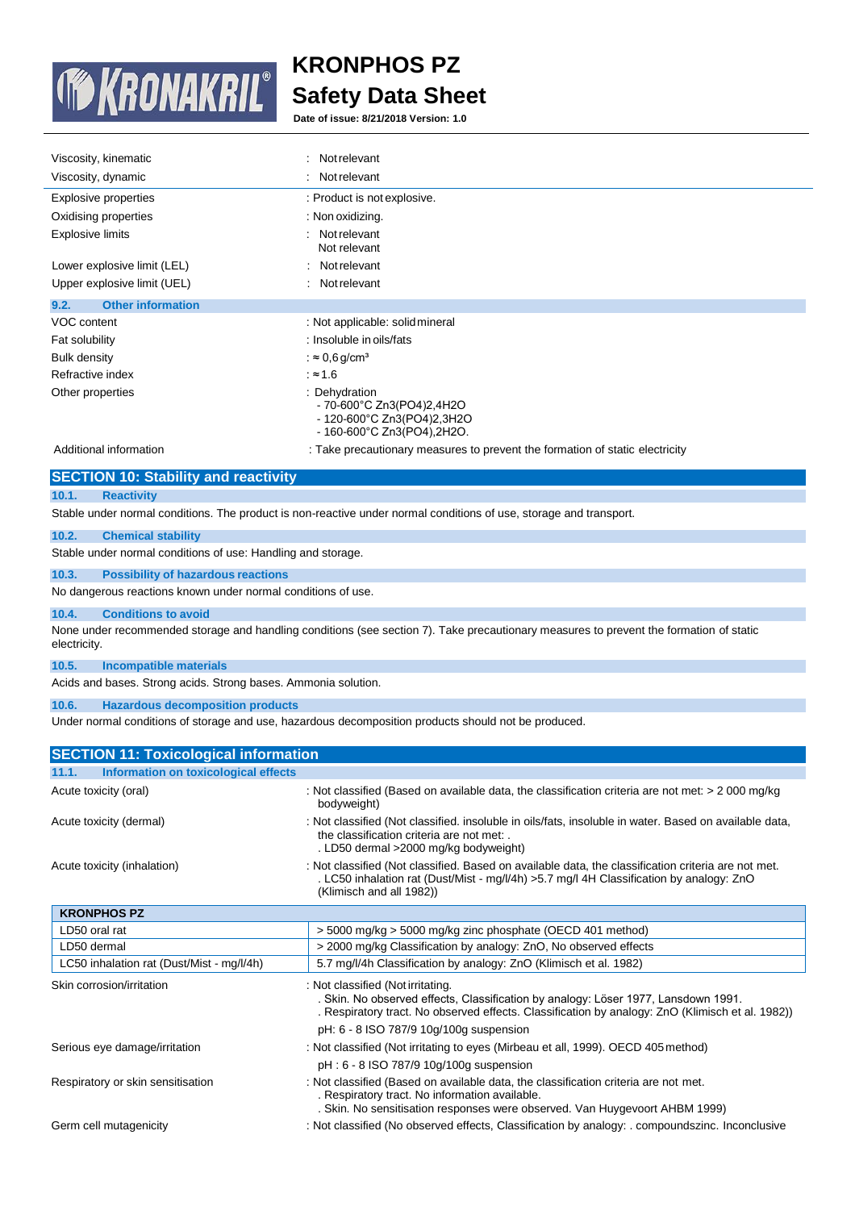| | |
|---|---|
| Viscosity, kinematic | : Not relevant |
| Viscosity, dynamic | : Not relevant |
| Explosive properties | : Product is not explosive. |
| Oxidising properties | : Non oxidizing. |
| Explosive limits | : Not relevant<br>Not relevant |
| Lower explosive limit (LEL) | : Not relevant |
| Upper explosive limit (UEL) | : Not relevant |

### 9.2. Other information

| | |
|---|---|
| VOC content | : Not applicable: solid mineral |
| Fat solubility | : Insoluble in oils/fats |
| Bulk density | : ≈ 0,6 g/cm³ |
| Refractive index | : ≈ 1.6 |
| Other properties | : Dehydration<br>- 70-600°C $Zn_3(PO_4)_2,4H_2O$<br>- 120-600°C $Zn_3(PO_4)_2,3H_2O$<br>- 160-600°C $Zn_3(PO_4)_2,2H_2O$. |
| Additional information | : Take precautionary measures to prevent the formation of static electricity |

## SECTION 10: Stability and reactivity

### 10.1. Reactivity

Stable under normal conditions. The product is non-reactive under normal conditions of use, storage and transport.

### 10.2. Chemical stability

Stable under normal conditions of use: Handling and storage.

### 10.3. Possibility of hazardous reactions

No dangerous reactions known under normal conditions of use.

### 10.4. Conditions to avoid

None under recommended storage and handling conditions (see section 7). Take precautionary measures to prevent the formation of static electricity.

### 10.5. Incompatible materials

Acids and bases. Strong acids. Strong bases. Ammonia solution.

### 10.6. Hazardous decomposition products

Under normal conditions of storage and use, hazardous decomposition products should not be produced.

## SECTION 11: Toxicological information

### 11.1. Information on toxicological effects

| | |
|---|---|
| Acute toxicity (oral) | : Not classified (Based on available data, the classification criteria are not met: > 2 000 mg/kg bodyweight) |
| Acute toxicity (dermal) | : Not classified (Not classified. insoluble in oils/fats, insoluble in water. Based on available data, the classification criteria are not met: .<br>. LD50 dermal >2000 mg/kg bodyweight) |
| Acute toxicity (inhalation) | : Not classified (Not classified. Based on available data, the classification criteria are not met.<br>. LC50 inhalation rat (Dust/Mist - mg/l/4h) >5.7 mg/l 4H Classification by analogy: ZnO (Klimisch and all 1982)) |

| KRONPHOS PZ | |
|---|---|
| LD50 oral rat | > 5000 mg/kg > 5000 mg/kg zinc phosphate (OECD 401 method) |
| LD50 dermal | > 2000 mg/kg Classification by analogy: ZnO, No observed effects |
| LC50 inhalation rat (Dust/Mist - mg/l/4h) | 5.7 mg/l/4h Classification by analogy: ZnO (Klimisch et al. 1982) |

| | |
|---|---|
| Skin corrosion/irritation | : Not classified (Not irritating.<br>. Skin. No observed effects, Classification by analogy: Löser 1977, Lansdown 1991.<br>. Respiratory tract. No observed effects. Classification by analogy: ZnO (Klimisch et al. 1982))<br>pH: 6 - 8 ISO 787/9 10g/100g suspension |
| Serious eye damage/irritation | : Not classified (Not irritating to eyes (Mirbeau et all, 1999). OECD 405 method)<br>pH : 6 - 8 ISO 787/9 10g/100g suspension |
| Respiratory or skin sensitisation | : Not classified (Based on available data, the classification criteria are not met.<br>. Respiratory tract. No information available.<br>. Skin. No sensitisation responses were observed. Van Huygevoort AHBM 1999) |
| Germ cell mutagenicity | : Not classified (No observed effects, Classification by analogy: . compoundszinc. Inconclusive |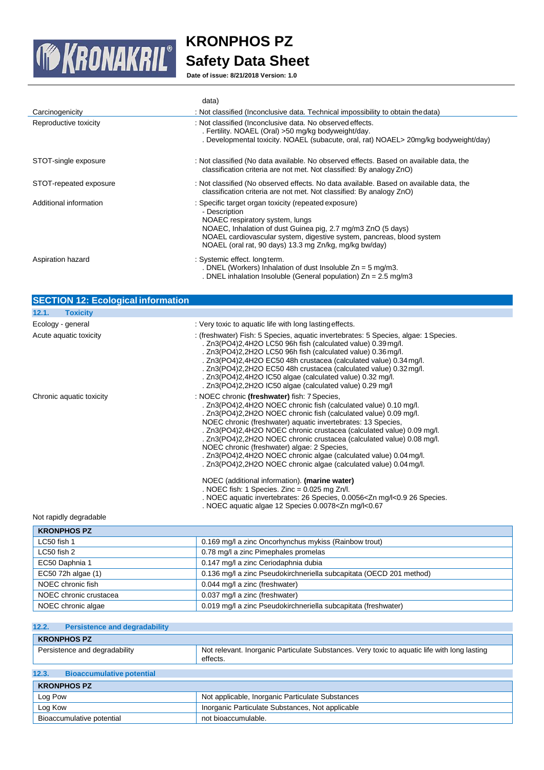| | |
|---|---|
| | data) |
| Carcinogenicity | : Not classified (Inconclusive data. Technical impossibility to obtain the data) |
| Reproductive toxicity | : Not classified (Inconclusive data. No observed effects.<br>. Fertility. NOAEL (Oral) >50 mg/kg bodyweight/day.<br>. Developmental toxicity. NOAEL (subacute, oral, rat) NOAEL> 20mg/kg bodyweight/day) |
| STOT-single exposure | : Not classified (No data available. No observed effects. Based on available data, the classification criteria are not met. Not classified: By analogy ZnO) |
| STOT-repeated exposure | : Not classified (No observed effects. No data available. Based on available data, the classification criteria are not met. Not classified: By analogy ZnO) |
| Additional information | : Specific target organ toxicity (repeated exposure)<br>- Description<br>NOAEC respiratory system, lungs<br>NOAEC, Inhalation of dust Guinea pig, 2.7 mg/m3 ZnO (5 days)<br>NOAEL cardiovascular system, digestive system, pancreas, blood system<br>NOAEL (oral rat, 90 days) 13.3 mg Zn/kg, mg/kg bw/day) |
| Aspiration hazard | : Systemic effect. long term.<br>. DNEL (Workers) Inhalation of dust Insoluble Zn = 5 mg/m3.<br>. DNEL inhalation Insoluble (General population) Zn = 2.5 mg/m3 |

## SECTION 12: Ecological information

### 12.1. Toxicity

| | |
|---|---|
| Ecology - general | : Very toxic to aquatic life with long lasting effects. |
| Acute aquatic toxicity | : (freshwater) Fish: 5 Species, aquatic invertebrates: 5 Species, algae: 1 Species.<br>. $Zn_3(PO_4)_2{,}4H_2O$ LC50 96h fish (calculated value) 0.39 mg/l.<br>. $Zn_3(PO_4)_2{,}2H_2O$ LC50 96h fish (calculated value) 0.36 mg/l.<br>. $Zn_3(PO_4)_2{,}4H_2O$ EC50 48h crustacea (calculated value) 0.34 mg/l.<br>. $Zn_3(PO_4)_2{,}2H_2O$ EC50 48h crustacea (calculated value) 0.32 mg/l.<br>. $Zn_3(PO_4)_2{,}4H_2O$ IC50 algae (calculated value) 0.32 mg/l.<br>. $Zn_3(PO_4)_2{,}2H_2O$ IC50 algae (calculated value) 0.29 mg/l |
| Chronic aquatic toxicity | : NOEC chronic **(freshwater)** fish: 7 Species,<br>. $Zn_3(PO_4)_2{,}4H_2O$ NOEC chronic fish (calculated value) 0.10 mg/l.<br>. $Zn_3(PO_4)_2{,}2H_2O$ NOEC chronic fish (calculated value) 0.09 mg/l.<br>NOEC chronic (freshwater) aquatic invertebrates: 13 Species,<br>. $Zn_3(PO_4)_2{,}4H_2O$ NOEC chronic crustacea (calculated value) 0.09 mg/l.<br>. $Zn_3(PO_4)_2{,}2H_2O$ NOEC chronic crustacea (calculated value) 0.08 mg/l.<br>NOEC chronic (freshwater) algae: 2 Species,<br>. $Zn_3(PO_4)_2{,}4H_2O$ NOEC chronic algae (calculated value) 0.04 mg/l.<br>. $Zn_3(PO_4)_2{,}2H_2O$ NOEC chronic algae (calculated value) 0.04 mg/l.<br><br>NOEC (additional information). **(marine water)**<br>. NOEC fish: 1 Species. Zinc = 0.025 mg Zn/l.<br>. NOEC aquatic invertebrates: 26 Species, 0.0056<Zn mg/l<0.9 26 Species.<br>. NOEC aquatic algae 12 Species 0.0078<Zn mg/l<0.67 |

Not rapidly degradable

| KRONPHOS PZ | |
|---|---|
| LC50 fish 1 | 0.169 mg/l a zinc Oncorhynchus mykiss (Rainbow trout) |
| LC50 fish 2 | 0.78 mg/l a zinc Pimephales promelas |
| EC50 Daphnia 1 | 0.147 mg/l a zinc Ceriodaphnia dubia |
| EC50 72h algae (1) | 0.136 mg/l a zinc Pseudokirchneriella subcapitata (OECD 201 method) |
| NOEC chronic fish | 0.044 mg/l a zinc (freshwater) |
| NOEC chronic crustacea | 0.037 mg/l a zinc (freshwater) |
| NOEC chronic algae | 0.019 mg/l a zinc Pseudokirchneriella subcapitata (freshwater) |

### 12.2. Persistence and degradability

| KRONPHOS PZ | |
|---|---|
| Persistence and degradability | Not relevant. Inorganic Particulate Substances. Very toxic to aquatic life with long lasting effects. |

### 12.3. Bioaccumulative potential

| KRONPHOS PZ | |
|---|---|
| Log Pow | Not applicable, Inorganic Particulate Substances |
| Log Kow | Inorganic Particulate Substances, Not applicable |
| Bioaccumulative potential | not bioaccumulable. |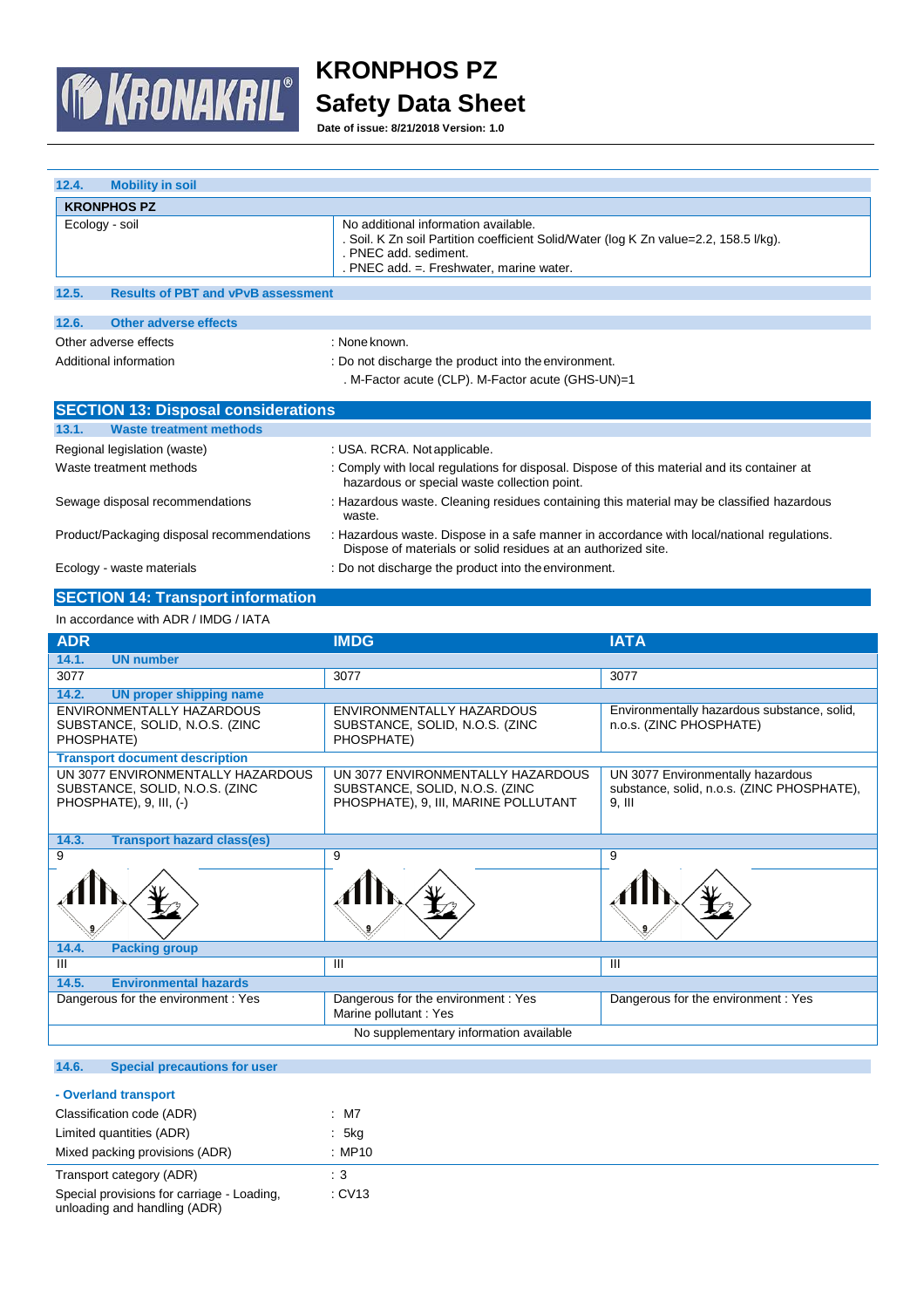### 12.4. Mobility in soil

| KRONPHOS PZ | |
|---|---|
| Ecology - soil | No additional information available.<br>. Soil. K Zn soil Partition coefficient Solid/Water (log K Zn value=2.2, 158.5 l/kg).<br>. PNEC add. sediment.<br>. PNEC add. =. Freshwater, marine water. |

### 12.5. Results of PBT and vPvB assessment

### 12.6. Other adverse effects

Other adverse effects : None known.

Additional information : Do not discharge the product into the environment.
. M-Factor acute (CLP). M-Factor acute (GHS-UN)=1

## SECTION 13: Disposal considerations

### 13.1. Waste treatment methods

Regional legislation (waste) : USA. RCRA. Not applicable.

Waste treatment methods : Comply with local regulations for disposal. Dispose of this material and its container at hazardous or special waste collection point.

Sewage disposal recommendations : Hazardous waste. Cleaning residues containing this material may be classified hazardous waste.

Product/Packaging disposal recommendations : Hazardous waste. Dispose in a safe manner in accordance with local/national regulations. Dispose of materials or solid residues at an authorized site.

Ecology - waste materials : Do not discharge the product into the environment.

## SECTION 14: Transport information

In accordance with ADR / IMDG / IATA

| ADR | IMDG | IATA |
|---|---|---|
| **14.1. UN number** | | |
| 3077 | 3077 | 3077 |
| **14.2. UN proper shipping name** | | |
| ENVIRONMENTALLY HAZARDOUS SUBSTANCE, SOLID, N.O.S. (ZINC PHOSPHATE) | ENVIRONMENTALLY HAZARDOUS SUBSTANCE, SOLID, N.O.S. (ZINC PHOSPHATE) | Environmentally hazardous substance, solid, n.o.s. (ZINC PHOSPHATE) |
| **Transport document description** | | |
| UN 3077 ENVIRONMENTALLY HAZARDOUS SUBSTANCE, SOLID, N.O.S. (ZINC PHOSPHATE), 9, III, (-) | UN 3077 ENVIRONMENTALLY HAZARDOUS SUBSTANCE, SOLID, N.O.S. (ZINC PHOSPHATE), 9, III, MARINE POLLUTANT | UN 3077 Environmentally hazardous substance, solid, n.o.s. (ZINC PHOSPHATE), 9, III |
| **14.3. Transport hazard class(es)** | | |
| 9 | 9 | 9 |
| **14.4. Packing group** | | |
| III | III | III |
| **14.5. Environmental hazards** | | |
| Dangerous for the environment : Yes | Dangerous for the environment : Yes<br>Marine pollutant : Yes | Dangerous for the environment : Yes |
| No supplementary information available | | |

### 14.6. Special precautions for user

**- Overland transport**

Classification code (ADR) : M7

Limited quantities (ADR) : 5kg

Mixed packing provisions (ADR) : MP10

Transport category (ADR) : 3

Special provisions for carriage - Loading, unloading and handling (ADR) : CV13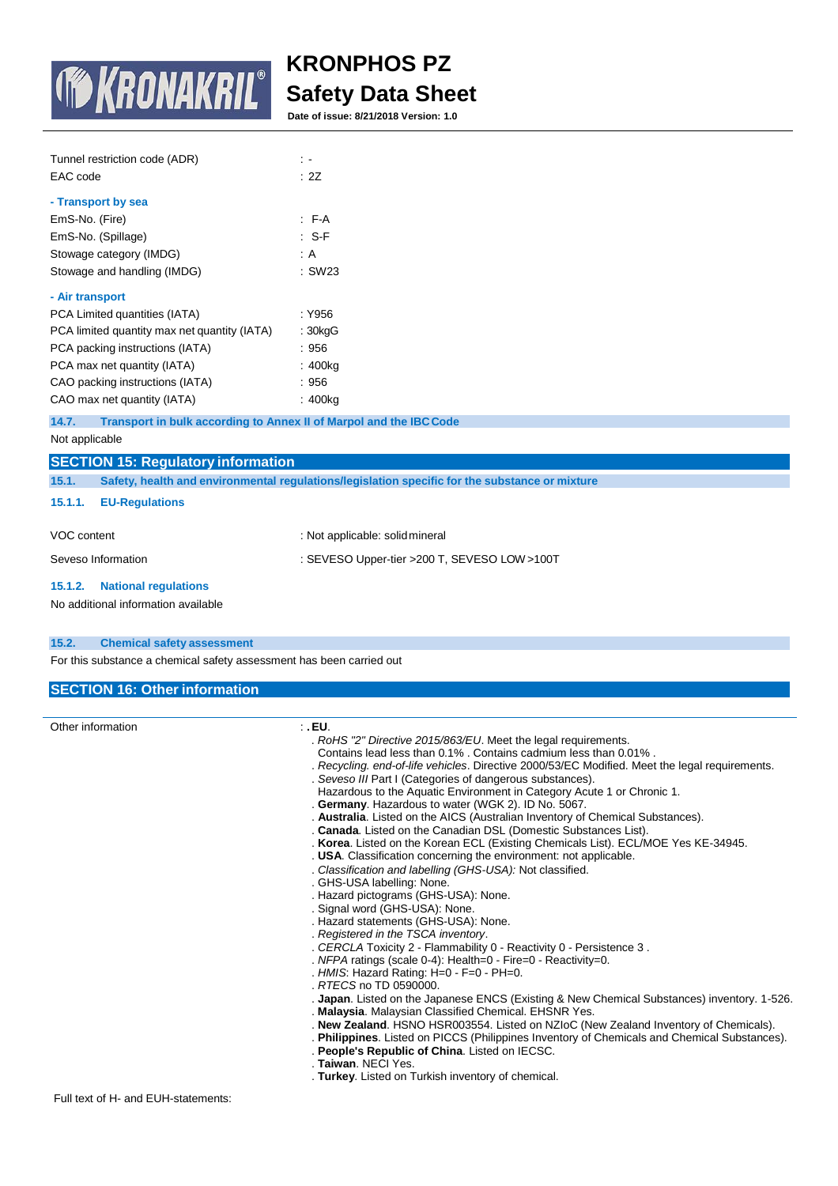| | |
|---|---|
| Tunnel restriction code (ADR) | : - |
| EAC code | : 2Z |

**- Transport by sea**

| | |
|---|---|
| EmS-No. (Fire) | : F-A |
| EmS-No. (Spillage) | : S-F |
| Stowage category (IMDG) | : A |
| Stowage and handling (IMDG) | : SW23 |

**- Air transport**

| | |
|---|---|
| PCA Limited quantities (IATA) | : Y956 |
| PCA limited quantity max net quantity (IATA) | : 30kgG |
| PCA packing instructions (IATA) | : 956 |
| PCA max net quantity (IATA) | : 400kg |
| CAO packing instructions (IATA) | : 956 |
| CAO max net quantity (IATA) | : 400kg |

### 14.7. Transport in bulk according to Annex II of Marpol and the IBC Code

Not applicable

## SECTION 15: Regulatory information

### 15.1. Safety, health and environmental regulations/legislation specific for the substance or mixture

#### 15.1.1. EU-Regulations

| | |
|---|---|
| VOC content | : Not applicable: solid mineral |
| Seveso Information | : SEVESO Upper-tier >200 T, SEVESO LOW >100T |

#### 15.1.2. National regulations

No additional information available

### 15.2. Chemical safety assessment

For this substance a chemical safety assessment has been carried out

## SECTION 16: Other information

Other information : **. EU**.

- . *RoHS "2" Directive 2015/863/EU*. Meet the legal requirements. Contains lead less than 0.1% . Contains cadmium less than 0.01% .
- . *Recycling. end-of-life vehicles*. Directive 2000/53/EC Modified. Meet the legal requirements.
- . *Seveso III* Part I (Categories of dangerous substances). Hazardous to the Aquatic Environment in Category Acute 1 or Chronic 1.
- . **Germany**. Hazardous to water (WGK 2). ID No. 5067.
- . **Australia**. Listed on the AICS (Australian Inventory of Chemical Substances).
- . **Canada**. Listed on the Canadian DSL (Domestic Substances List).
- . **Korea**. Listed on the Korean ECL (Existing Chemicals List). ECL/MOE Yes KE-34945.
- . **USA**. Classification concerning the environment: not applicable.
- . *Classification and labelling (GHS-USA):* Not classified.
- . GHS-USA labelling: None.
- . Hazard pictograms (GHS-USA): None.
- . Signal word (GHS-USA): None.
- . Hazard statements (GHS-USA): None.
- . *Registered in the TSCA inventory*.
- . *CERCLA* Toxicity 2 - Flammability 0 - Reactivity 0 - Persistence 3 .
- . *NFPA* ratings (scale 0-4): Health=0 - Fire=0 - Reactivity=0.
- . *HMIS*: Hazard Rating: H=0 - F=0 - PH=0.
- . *RTECS* no TD 0590000.
- . **Japan**. Listed on the Japanese ENCS (Existing & New Chemical Substances) inventory. 1-526.
- . **Malaysia**. Malaysian Classified Chemical. EHSNR Yes.
- . **New Zealand**. HSNO HSR003554. Listed on NZIoC (New Zealand Inventory of Chemicals).
- . **Philippines**. Listed on PICCS (Philippines Inventory of Chemicals and Chemical Substances).
- . **People's Republic of China**. Listed on IECSC.
- . **Taiwan**. NECI Yes.
- . **Turkey**. Listed on Turkish inventory of chemical.

Full text of H- and EUH-statements: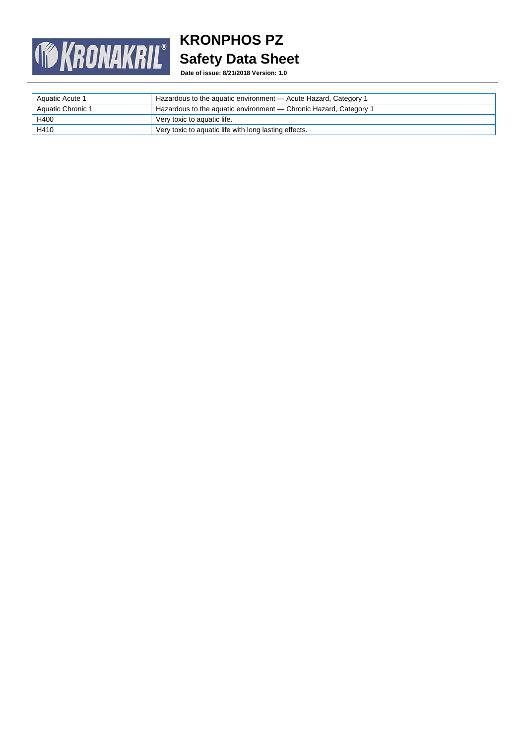| | |
|---|---|
| Aquatic Acute 1 | Hazardous to the aquatic environment — Acute Hazard, Category 1 |
| Aquatic Chronic 1 | Hazardous to the aquatic environment — Chronic Hazard, Category 1 |
| H400 | Very toxic to aquatic life. |
| H410 | Very toxic to aquatic life with long lasting effects. |